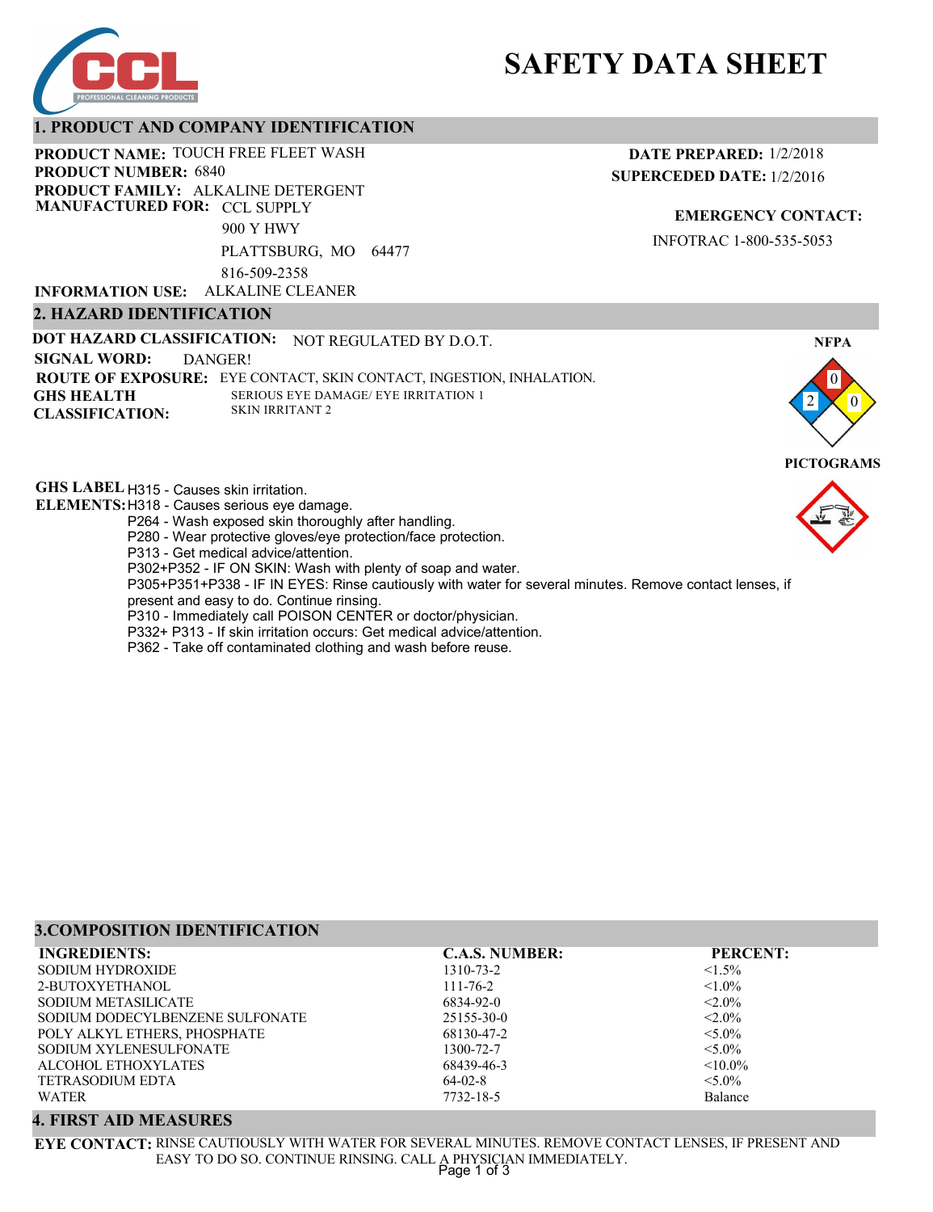# SAFETY DATA SHEET

## 1. PRODUCT AND COMPANY IDENTIFICATION

**PRODUCT NAME:** TOUCH FREE FLEET WASH
**PRODUCT NUMBER:** 6840
**PRODUCT FAMILY:** ALKALINE DETERGENT
**MANUFACTURED FOR:** CCL SUPPLY
900 Y HWY
PLATTSBURG, MO 64477
816-509-2358
**INFORMATION USE:** ALKALINE CLEANER

**DATE PREPARED:** 1/2/2018
**SUPERCEDED DATE:** 1/2/2016

**EMERGENCY CONTACT:**
INFOTRAC 1-800-535-5053

## 2. HAZARD IDENTIFICATION

**DOT HAZARD CLASSIFICATION:** NOT REGULATED BY D.O.T.
**SIGNAL WORD:** DANGER!
**ROUTE OF EXPOSURE:** EYE CONTACT, SKIN CONTACT, INGESTION, INHALATION.
**GHS HEALTH CLASSIFICATION:** SERIOUS EYE DAMAGE/ EYE IRRITATION 1
SKIN IRRITANT 2

**NFPA**
Health: 2
Flammability: 0
Instability: 0

**PICTOGRAMS**

**GHS LABEL ELEMENTS:**
H315 - Causes skin irritation.
H318 - Causes serious eye damage.
P264 - Wash exposed skin thoroughly after handling.
P280 - Wear protective gloves/eye protection/face protection.
P313 - Get medical advice/attention.
P302+P352 - IF ON SKIN: Wash with plenty of soap and water.
P305+P351+P338 - IF IN EYES: Rinse cautiously with water for several minutes. Remove contact lenses, if present and easy to do. Continue rinsing.
P310 - Immediately call POISON CENTER or doctor/physician.
P332+ P313 - If skin irritation occurs: Get medical advice/attention.
P362 - Take off contaminated clothing and wash before reuse.

## 3.COMPOSITION IDENTIFICATION

| INGREDIENTS: | C.A.S. NUMBER: | PERCENT: |
|---|---|---|
| SODIUM HYDROXIDE | 1310-73-2 | <1.5% |
| 2-BUTOXYETHANOL | 111-76-2 | <1.0% |
| SODIUM METASILICATE | 6834-92-0 | <2.0% |
| SODIUM DODECYLBENZENE SULFONATE | 25155-30-0 | <2.0% |
| POLY ALKYL ETHERS, PHOSPHATE | 68130-47-2 | <5.0% |
| SODIUM XYLENESULFONATE | 1300-72-7 | <5.0% |
| ALCOHOL ETHOXYLATES | 68439-46-3 | <10.0% |
| TETRASODIUM EDTA | 64-02-8 | <5.0% |
| WATER | 7732-18-5 | Balance |

## 4. FIRST AID MEASURES

**EYE CONTACT:** RINSE CAUTIOUSLY WITH WATER FOR SEVERAL MINUTES. REMOVE CONTACT LENSES, IF PRESENT AND EASY TO DO SO. CONTINUE RINSING. CALL A PHYSICIAN IMMEDIATELY.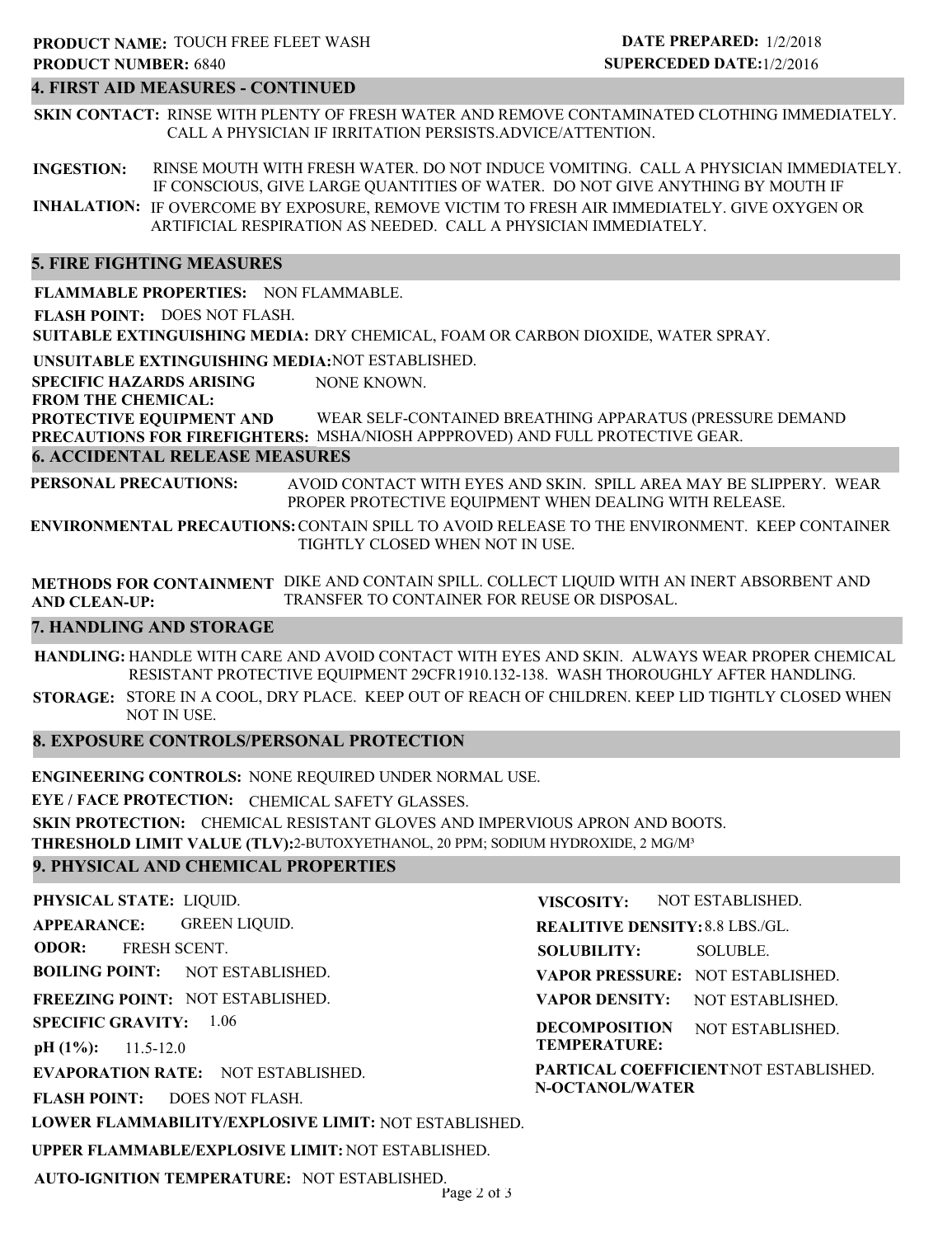**PRODUCT NAME:** TOUCH FREE FLEET WASH
**PRODUCT NUMBER:** 6840

**DATE PREPARED:** 1/2/2018
**SUPERCEDED DATE:** 1/2/2016

## 4. FIRST AID MEASURES - CONTINUED

**SKIN CONTACT:** RINSE WITH PLENTY OF FRESH WATER AND REMOVE CONTAMINATED CLOTHING IMMEDIATELY. CALL A PHYSICIAN IF IRRITATION PERSISTS.ADVICE/ATTENTION.

**INGESTION:** RINSE MOUTH WITH FRESH WATER. DO NOT INDUCE VOMITING. CALL A PHYSICIAN IMMEDIATELY. IF CONSCIOUS, GIVE LARGE QUANTITIES OF WATER. DO NOT GIVE ANYTHING BY MOUTH IF

**INHALATION:** IF OVERCOME BY EXPOSURE, REMOVE VICTIM TO FRESH AIR IMMEDIATELY. GIVE OXYGEN OR ARTIFICIAL RESPIRATION AS NEEDED. CALL A PHYSICIAN IMMEDIATELY.

## 5. FIRE FIGHTING MEASURES

**FLAMMABLE PROPERTIES:** NON FLAMMABLE.

**FLASH POINT:** DOES NOT FLASH.

**SUITABLE EXTINGUISHING MEDIA:** DRY CHEMICAL, FOAM OR CARBON DIOXIDE, WATER SPRAY.

**UNSUITABLE EXTINGUISHING MEDIA:** NOT ESTABLISHED.

**SPECIFIC HAZARDS ARISING FROM THE CHEMICAL:** NONE KNOWN.

**PROTECTIVE EQUIPMENT AND PRECAUTIONS FOR FIREFIGHTERS:** WEAR SELF-CONTAINED BREATHING APPARATUS (PRESSURE DEMAND MSHA/NIOSH APPPROVED) AND FULL PROTECTIVE GEAR.

## 6. ACCIDENTAL RELEASE MEASURES

**PERSONAL PRECAUTIONS:** AVOID CONTACT WITH EYES AND SKIN. SPILL AREA MAY BE SLIPPERY. WEAR PROPER PROTECTIVE EQUIPMENT WHEN DEALING WITH RELEASE.

**ENVIRONMENTAL PRECAUTIONS:** CONTAIN SPILL TO AVOID RELEASE TO THE ENVIRONMENT. KEEP CONTAINER TIGHTLY CLOSED WHEN NOT IN USE.

**METHODS FOR CONTAINMENT AND CLEAN-UP:** DIKE AND CONTAIN SPILL. COLLECT LIQUID WITH AN INERT ABSORBENT AND TRANSFER TO CONTAINER FOR REUSE OR DISPOSAL.

## 7. HANDLING AND STORAGE

**HANDLING:** HANDLE WITH CARE AND AVOID CONTACT WITH EYES AND SKIN. ALWAYS WEAR PROPER CHEMICAL RESISTANT PROTECTIVE EQUIPMENT 29CFR1910.132-138. WASH THOROUGHLY AFTER HANDLING.

**STORAGE:** STORE IN A COOL, DRY PLACE. KEEP OUT OF REACH OF CHILDREN. KEEP LID TIGHTLY CLOSED WHEN NOT IN USE.

## 8. EXPOSURE CONTROLS/PERSONAL PROTECTION

**ENGINEERING CONTROLS:** NONE REQUIRED UNDER NORMAL USE.

**EYE / FACE PROTECTION:** CHEMICAL SAFETY GLASSES.

**SKIN PROTECTION:** CHEMICAL RESISTANT GLOVES AND IMPERVIOUS APRON AND BOOTS.

**THRESHOLD LIMIT VALUE (TLV):** 2-BUTOXYETHANOL, 20 PPM; SODIUM HYDROXIDE, 2 MG/M³

## 9. PHYSICAL AND CHEMICAL PROPERTIES

**PHYSICAL STATE:** LIQUID.

**APPEARANCE:** GREEN LIQUID.

**ODOR:** FRESH SCENT.

**BOILING POINT:** NOT ESTABLISHED.

**FREEZING POINT:** NOT ESTABLISHED.

**SPECIFIC GRAVITY:** 1.06

**pH (1%):** 11.5-12.0

**EVAPORATION RATE:** NOT ESTABLISHED.

**FLASH POINT:** DOES NOT FLASH.

**LOWER FLAMMABILITY/EXPLOSIVE LIMIT:** NOT ESTABLISHED.

**UPPER FLAMMABLE/EXPLOSIVE LIMIT:** NOT ESTABLISHED.

**AUTO-IGNITION TEMPERATURE:** NOT ESTABLISHED.

**VISCOSITY:** NOT ESTABLISHED.

**REALITIVE DENSITY:** 8.8 LBS./GL.

**SOLUBILITY:** SOLUBLE.

**VAPOR PRESSURE:** NOT ESTABLISHED.

**VAPOR DENSITY:** NOT ESTABLISHED.

**DECOMPOSITION TEMPERATURE:** NOT ESTABLISHED.

**PARTICAL COEFFICIENT N-OCTANOL/WATER:** NOT ESTABLISHED.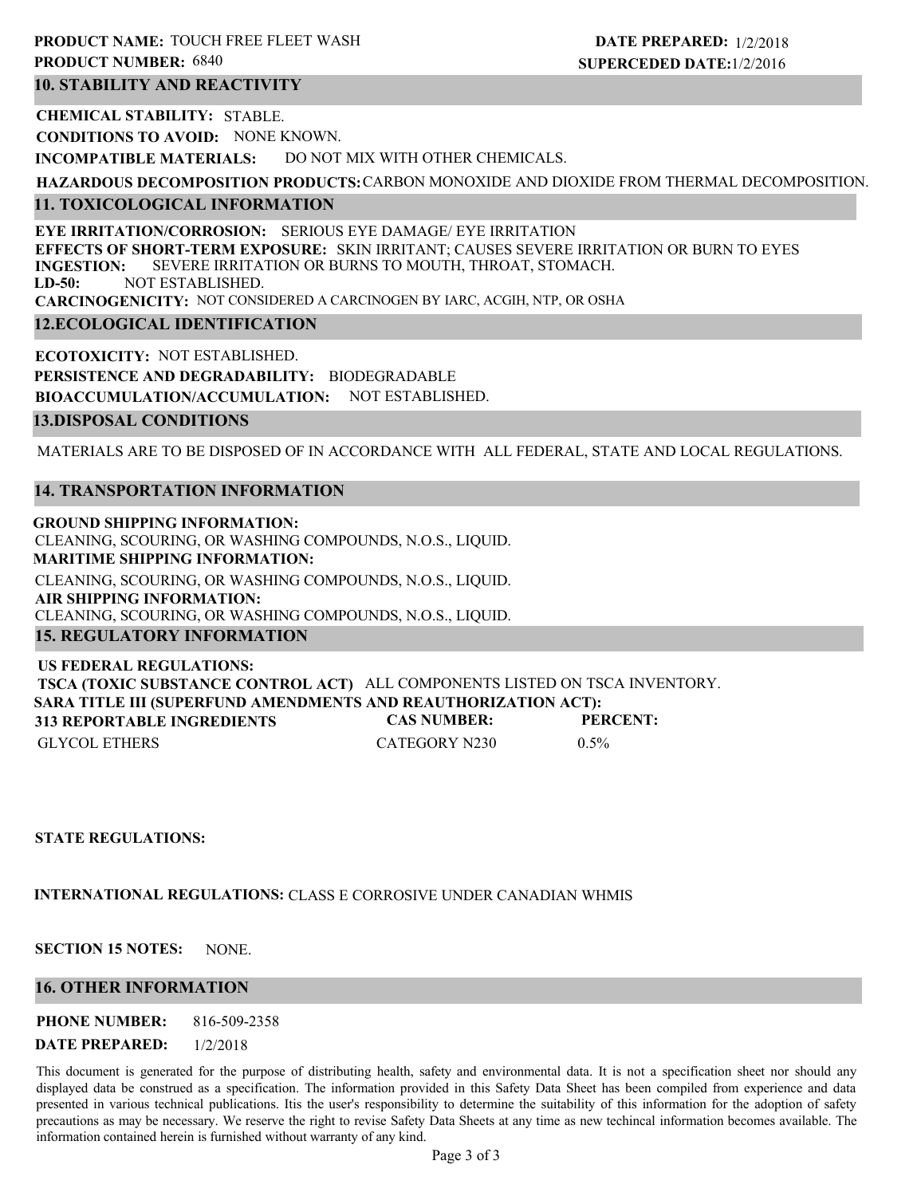**PRODUCT NAME:** TOUCH FREE FLEET WASH
**PRODUCT NUMBER:** 6840

**DATE PREPARED:** 1/2/2018
**SUPERCEDED DATE:** 1/2/2016

## 10. STABILITY AND REACTIVITY

**CHEMICAL STABILITY:** STABLE.

**CONDITIONS TO AVOID:** NONE KNOWN.

**INCOMPATIBLE MATERIALS:** DO NOT MIX WITH OTHER CHEMICALS.

**HAZARDOUS DECOMPOSITION PRODUCTS:** CARBON MONOXIDE AND DIOXIDE FROM THERMAL DECOMPOSITION.

## 11. TOXICOLOGICAL INFORMATION

**EYE IRRITATION/CORROSION:** SERIOUS EYE DAMAGE/ EYE IRRITATION

**EFFECTS OF SHORT-TERM EXPOSURE:** SKIN IRRITANT; CAUSES SEVERE IRRITATION OR BURN TO EYES

**INGESTION:** SEVERE IRRITATION OR BURNS TO MOUTH, THROAT, STOMACH.

**LD-50:** NOT ESTABLISHED.

**CARCINOGENICITY:** NOT CONSIDERED A CARCINOGEN BY IARC, ACGIH, NTP, OR OSHA

## 12.ECOLOGICAL IDENTIFICATION

**ECOTOXICITY:** NOT ESTABLISHED.

**PERSISTENCE AND DEGRADABILITY:** BIODEGRADABLE

**BIOACCUMULATION/ACCUMULATION:** NOT ESTABLISHED.

## 13.DISPOSAL CONDITIONS

MATERIALS ARE TO BE DISPOSED OF IN ACCORDANCE WITH ALL FEDERAL, STATE AND LOCAL REGULATIONS.

## 14. TRANSPORTATION INFORMATION

**GROUND SHIPPING INFORMATION:**
CLEANING, SCOURING, OR WASHING COMPOUNDS, N.O.S., LIQUID.

**MARITIME SHIPPING INFORMATION:**
CLEANING, SCOURING, OR WASHING COMPOUNDS, N.O.S., LIQUID.

**AIR SHIPPING INFORMATION:**
CLEANING, SCOURING, OR WASHING COMPOUNDS, N.O.S., LIQUID.

## 15. REGULATORY INFORMATION

**US FEDERAL REGULATIONS:**

**TSCA (TOXIC SUBSTANCE CONTROL ACT)** ALL COMPONENTS LISTED ON TSCA INVENTORY.

**SARA TITLE III (SUPERFUND AMENDMENTS AND REAUTHORIZATION ACT):**

| 313 REPORTABLE INGREDIENTS | CAS NUMBER: | PERCENT: |
|---|---|---|
| GLYCOL ETHERS | CATEGORY N230 | 0.5% |

**STATE REGULATIONS:**

**INTERNATIONAL REGULATIONS:** CLASS E CORROSIVE UNDER CANADIAN WHMIS

**SECTION 15 NOTES:** NONE.

## 16. OTHER INFORMATION

**PHONE NUMBER:** 816-509-2358

**DATE PREPARED:** 1/2/2018

This document is generated for the purpose of distributing health, safety and environmental data. It is not a specification sheet nor should any displayed data be construed as a specification. The information provided in this Safety Data Sheet has been compiled from experience and data presented in various technical publications. Itis the user's responsibility to determine the suitability of this information for the adoption of safety precautions as may be necessary. We reserve the right to revise Safety Data Sheets at any time as new techincal information becomes available. The information contained herein is furnished without warranty of any kind.